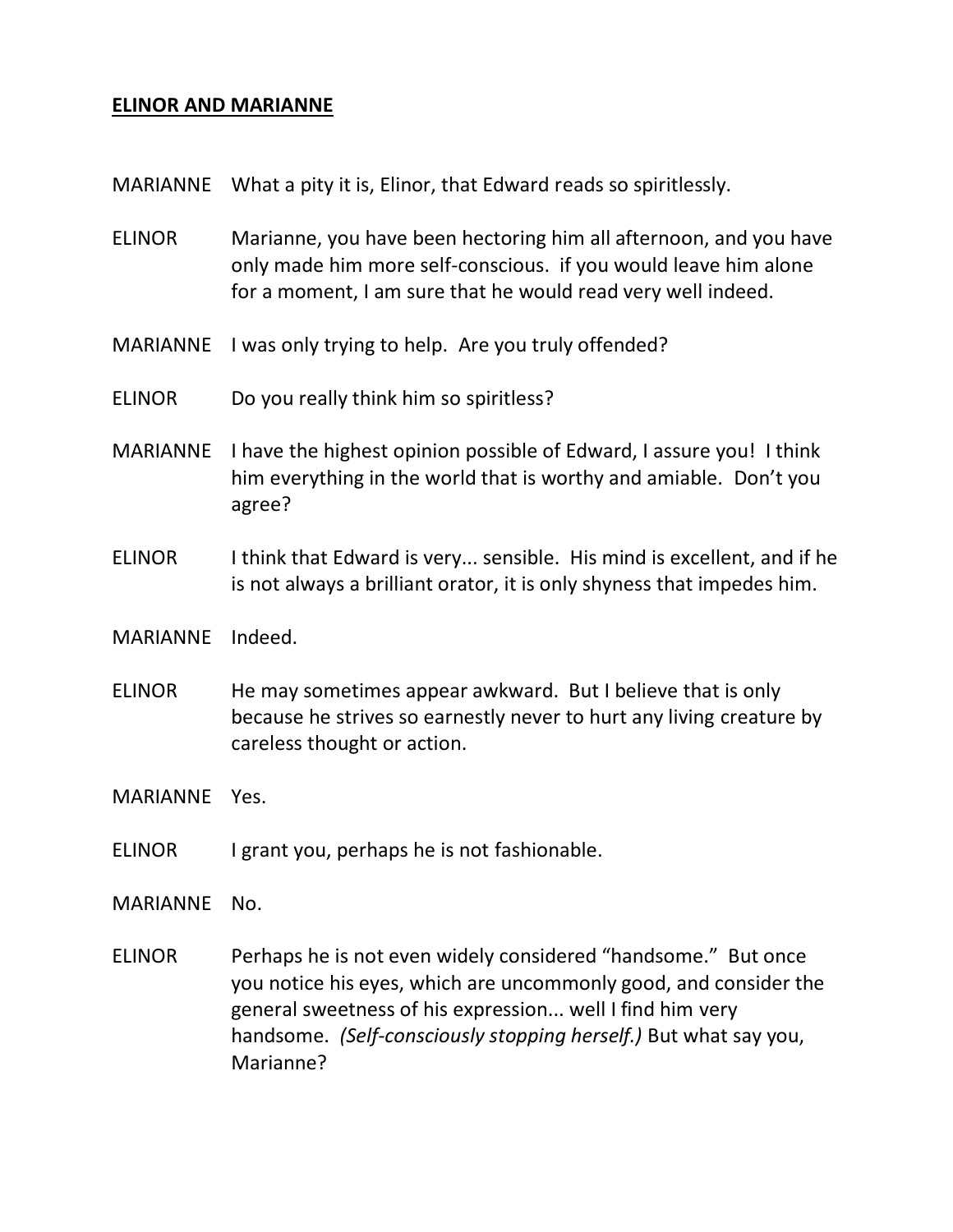**ELINOR AND MARIANNE**

MARIANNE What a pity it is, Elinor, that Edward reads so spiritlessly.

ELINOR Marianne, you have been hectoring him all afternoon, and you have only made him more self-conscious. if you would leave him alone for a moment, I am sure that he would read very well indeed.

MARIANNE I was only trying to help. Are you truly offended?

ELINOR Do you really think him so spiritless?

MARIANNE I have the highest opinion possible of Edward, I assure you! I think him everything in the world that is worthy and amiable. Don't you agree?

ELINOR I think that Edward is very... sensible. His mind is excellent, and if he is not always a brilliant orator, it is only shyness that impedes him.

MARIANNE Indeed.

ELINOR He may sometimes appear awkward. But I believe that is only because he strives so earnestly never to hurt any living creature by careless thought or action.

MARIANNE Yes.

ELINOR I grant you, perhaps he is not fashionable.

MARIANNE No.

ELINOR Perhaps he is not even widely considered "handsome." But once you notice his eyes, which are uncommonly good, and consider the general sweetness of his expression... well I find him very handsome. *(Self-consciously stopping herself.)* But what say you, Marianne?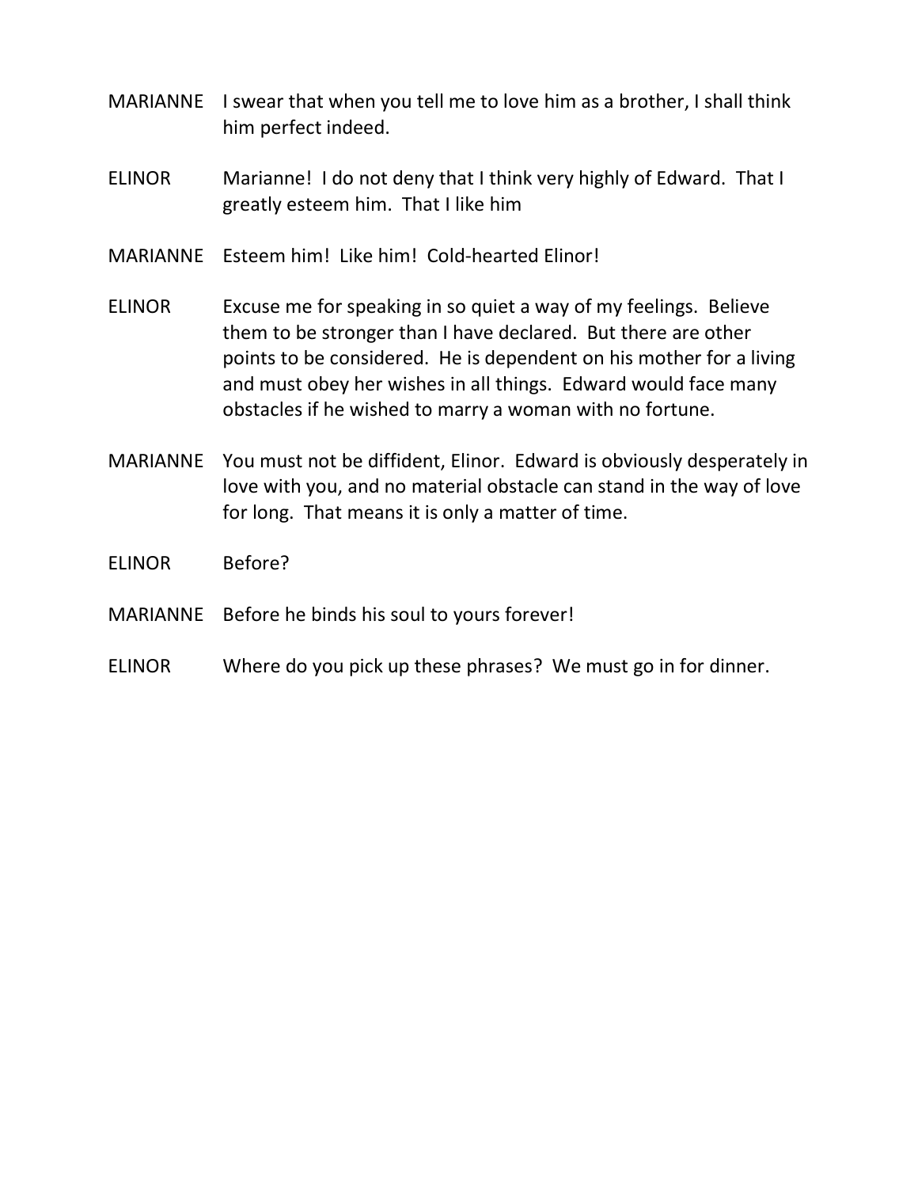MARIANNE I swear that when you tell me to love him as a brother, I shall think him perfect indeed.

ELINOR Marianne! I do not deny that I think very highly of Edward. That I greatly esteem him. That I like him

MARIANNE Esteem him! Like him! Cold-hearted Elinor!

ELINOR Excuse me for speaking in so quiet a way of my feelings. Believe them to be stronger than I have declared. But there are other points to be considered. He is dependent on his mother for a living and must obey her wishes in all things. Edward would face many obstacles if he wished to marry a woman with no fortune.

MARIANNE You must not be diffident, Elinor. Edward is obviously desperately in love with you, and no material obstacle can stand in the way of love for long. That means it is only a matter of time.

ELINOR Before?

MARIANNE Before he binds his soul to yours forever!

ELINOR Where do you pick up these phrases? We must go in for dinner.